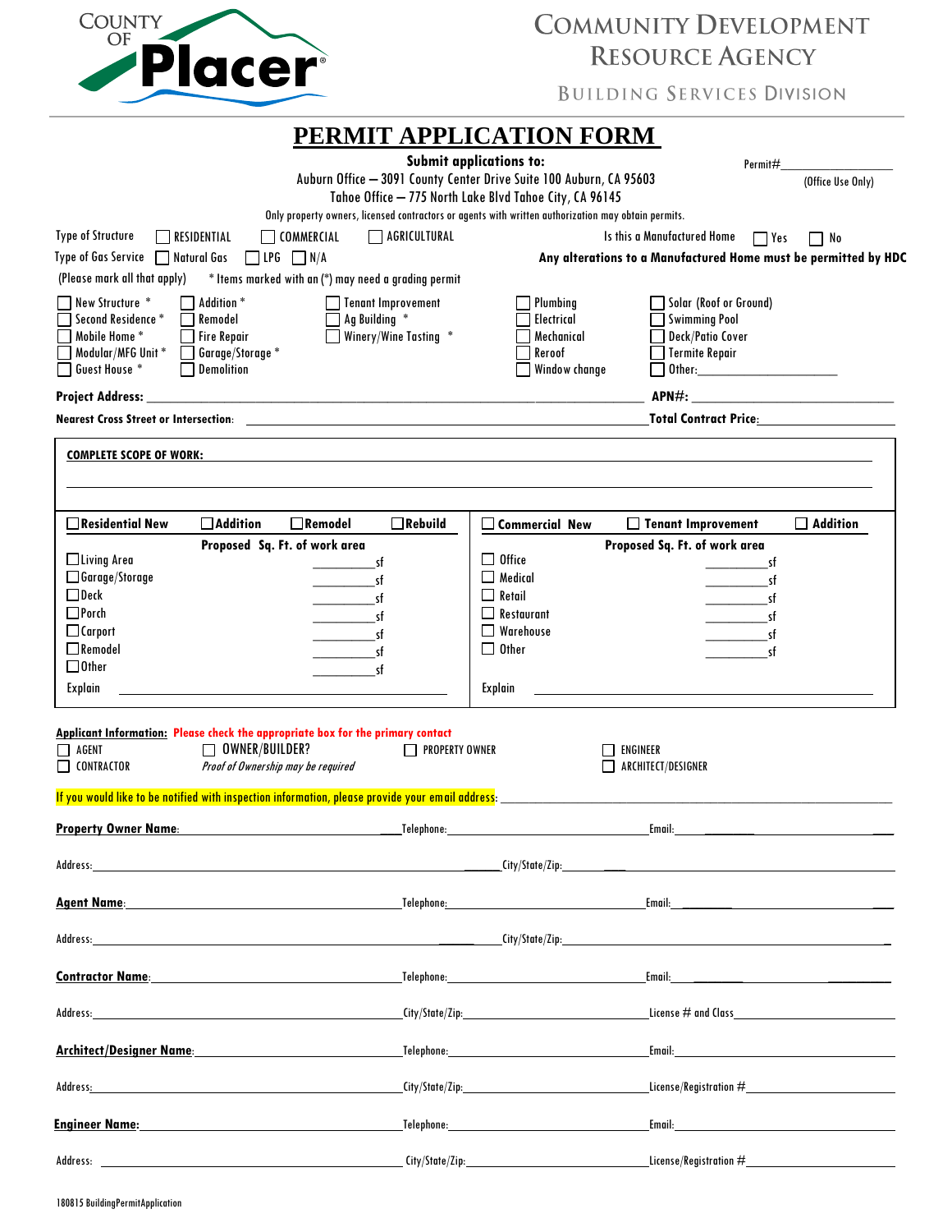County of Placer

# COMMUNITY DEVELOPMENT RESOURCE AGENCY

BUILDING SERVICES DIVISION

## PERMIT APPLICATION FORM

**Submit applications to:**

Auburn Office – 3091 County Center Drive Suite 100 Auburn, CA 95603

Tahoe Office – 775 North Lake Blvd Tahoe City, CA 96145

Permit#\_\_\_\_\_\_\_\_\_\_\_\_\_\_\_\_ (Office Use Only)

Only property owners, licensed contractors or agents with written authorization may obtain permits.

Type of Structure ☐ RESIDENTIAL ☐ COMMERCIAL ☐ AGRICULTURAL

Is this a Manufactured Home ☐ Yes ☐ No

Type of Gas Service ☐ Natural Gas ☐ LPG ☐ N/A

**Any alterations to a Manufactured Home must be permitted by HDC**

(Please mark all that apply) * Items marked with an (*) may need a grading permit

- ☐ New Structure *
- ☐ Second Residence *
- ☐ Mobile Home *
- ☐ Modular/MFG Unit *
- ☐ Guest House *
- ☐ Addition *
- ☐ Remodel
- ☐ Fire Repair
- ☐ Garage/Storage *
- ☐ Demolition
- ☐ Tenant Improvement
- ☐ Ag Building *
- ☐ Winery/Wine Tasting *
- ☐ Plumbing
- ☐ Electrical
- ☐ Mechanical
- ☐ Reroof
- ☐ Window change
- ☐ Solar (Roof or Ground)
- ☐ Swimming Pool
- ☐ Deck/Patio Cover
- ☐ Termite Repair
- ☐ Other:\_\_\_\_\_\_\_\_\_\_\_\_\_\_\_\_\_\_\_\_

**Project Address:** \_\_\_\_\_\_\_\_\_\_\_\_\_\_\_\_\_\_\_\_\_\_\_\_\_\_\_\_\_\_\_\_ **APN#:** \_\_\_\_\_\_\_\_\_\_\_\_\_\_\_\_\_\_\_\_

**Nearest Cross Street or Intersection:** \_\_\_\_\_\_\_\_\_\_\_\_\_\_\_\_\_\_\_\_\_\_\_\_\_\_\_\_\_\_ **Total Contract Price:** \_\_\_\_\_\_\_\_\_\_\_\_\_\_

**COMPLETE SCOPE OF WORK:** \_\_\_\_\_\_\_\_\_\_\_\_\_\_\_\_\_\_\_\_\_\_\_\_\_\_\_\_\_\_\_\_\_\_\_\_\_\_\_\_\_\_\_\_\_\_\_\_

\_\_\_\_\_\_\_\_\_\_\_\_\_\_\_\_\_\_\_\_\_\_\_\_\_\_\_\_\_\_\_\_\_\_\_\_\_\_\_\_\_\_\_\_\_\_\_\_\_\_\_\_\_\_\_\_\_\_\_\_\_\_\_\_\_\_\_\_\_\_\_\_\_\_

| ☐ **Residential New** ☐ **Addition** ☐ **Remodel** ☐ **Rebuild** | **Proposed Sq. Ft. of work area** | ☐ **Commercial New** ☐ **Tenant Improvement** ☐ **Addition** | **Proposed Sq. Ft. of work area** |
|---|---|---|---|
| ☐ Living Area | \_\_\_\_\_\_\_\_sf | ☐ Office | \_\_\_\_\_\_\_\_sf |
| ☐ Garage/Storage | \_\_\_\_\_\_\_\_sf | ☐ Medical | \_\_\_\_\_\_\_\_sf |
| ☐ Deck | \_\_\_\_\_\_\_\_sf | ☐ Retail | \_\_\_\_\_\_\_\_sf |
| ☐ Porch | \_\_\_\_\_\_\_\_sf | ☐ Restaurant | \_\_\_\_\_\_\_\_sf |
| ☐ Carport | \_\_\_\_\_\_\_\_sf | ☐ Warehouse | \_\_\_\_\_\_\_\_sf |
| ☐ Remodel | \_\_\_\_\_\_\_\_sf | ☐ Other | \_\_\_\_\_\_\_\_sf |
| ☐ Other | \_\_\_\_\_\_\_\_sf | | |
| Explain \_\_\_\_\_\_\_\_\_\_\_\_\_\_\_\_ | | Explain \_\_\_\_\_\_\_\_\_\_\_\_\_\_\_\_ | |

**Applicant Information:** Please check the appropriate box for the primary contact

- ☐ AGENT
- ☐ CONTRACTOR
- ☐ OWNER/BUILDER? *Proof of Ownership may be required*
- ☐ PROPERTY OWNER
- ☐ ENGINEER
- ☐ ARCHITECT/DESIGNER

If you would like to be notified with inspection information, please provide your email address: \_\_\_\_\_\_\_\_\_\_\_\_\_\_\_\_\_\_\_\_\_\_\_\_\_\_

**Property Owner Name:** \_\_\_\_\_\_\_\_\_\_\_\_\_\_\_\_ Telephone: \_\_\_\_\_\_\_\_\_\_\_\_\_\_ Email: \_\_\_\_\_\_\_\_\_\_\_\_\_\_

Address: \_\_\_\_\_\_\_\_\_\_\_\_\_\_\_\_\_\_\_\_\_\_\_\_ City/State/Zip: \_\_\_\_\_\_\_\_\_\_\_\_\_\_\_\_\_\_\_\_

**Agent Name:** \_\_\_\_\_\_\_\_\_\_\_\_\_\_\_\_ Telephone: \_\_\_\_\_\_\_\_\_\_\_\_\_\_ Email: \_\_\_\_\_\_\_\_\_\_\_\_\_\_

Address: \_\_\_\_\_\_\_\_\_\_\_\_\_\_\_\_\_\_\_\_\_\_\_\_ City/State/Zip: \_\_\_\_\_\_\_\_\_\_\_\_\_\_\_\_\_\_\_\_

**Contractor Name:** \_\_\_\_\_\_\_\_\_\_\_\_\_\_\_\_ Telephone: \_\_\_\_\_\_\_\_\_\_\_\_\_\_ Email: \_\_\_\_\_\_\_\_\_\_\_\_\_\_

Address: \_\_\_\_\_\_\_\_\_\_\_\_\_\_\_\_ City/State/Zip: \_\_\_\_\_\_\_\_\_\_\_\_\_\_ License # and Class \_\_\_\_\_\_\_\_\_\_\_\_\_\_

**Architect/Designer Name:** \_\_\_\_\_\_\_\_\_\_\_\_\_\_\_\_ Telephone: \_\_\_\_\_\_\_\_\_\_\_\_\_\_ Email: \_\_\_\_\_\_\_\_\_\_\_\_\_\_

Address: \_\_\_\_\_\_\_\_\_\_\_\_\_\_\_\_ City/State/Zip: \_\_\_\_\_\_\_\_\_\_\_\_\_\_ License/Registration # \_\_\_\_\_\_\_\_\_\_\_\_\_\_

**Engineer Name:** \_\_\_\_\_\_\_\_\_\_\_\_\_\_\_\_ Telephone: \_\_\_\_\_\_\_\_\_\_\_\_\_\_ Email: \_\_\_\_\_\_\_\_\_\_\_\_\_\_

Address: \_\_\_\_\_\_\_\_\_\_\_\_\_\_\_\_ City/State/Zip: \_\_\_\_\_\_\_\_\_\_\_\_\_\_ License/Registration # \_\_\_\_\_\_\_\_\_\_\_\_\_\_

180815 BuildingPermitApplication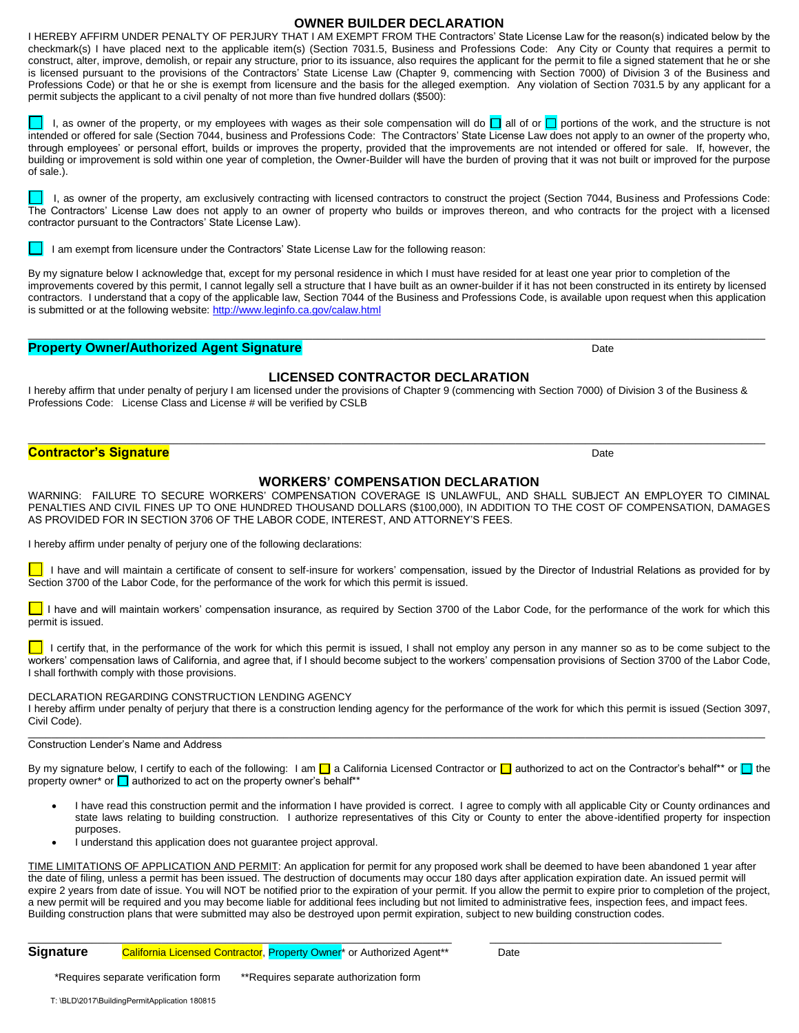## OWNER BUILDER DECLARATION

I HEREBY AFFIRM UNDER PENALTY OF PERJURY THAT I AM EXEMPT FROM THE Contractors' State License Law for the reason(s) indicated below by the checkmark(s) I have placed next to the applicable item(s) (Section 7031.5, Business and Professions Code: Any City or County that requires a permit to construct, alter, improve, demolish, or repair any structure, prior to its issuance, also requires the applicant for the permit to file a signed statement that he or she is licensed pursuant to the provisions of the Contractors' State License Law (Chapter 9, commencing with Section 7000) of Division 3 of the Business and Professions Code) or that he or she is exempt from licensure and the basis for the alleged exemption. Any violation of Section 7031.5 by any applicant for a permit subjects the applicant to a civil penalty of not more than five hundred dollars ($500):

☐ I, as owner of the property, or my employees with wages as their sole compensation will do ☐ all of or ☐ portions of the work, and the structure is not intended or offered for sale (Section 7044, business and Professions Code: The Contractors' State License Law does not apply to an owner of the property who, through employees' or personal effort, builds or improves the property, provided that the improvements are not intended or offered for sale. If, however, the building or improvement is sold within one year of completion, the Owner-Builder will have the burden of proving that it was not built or improved for the purpose of sale.).

☐ I, as owner of the property, am exclusively contracting with licensed contractors to construct the project (Section 7044, Business and Professions Code: The Contractors' License Law does not apply to an owner of property who builds or improves thereon, and who contracts for the project with a licensed contractor pursuant to the Contractors' State License Law).

☐ I am exempt from licensure under the Contractors' State License Law for the following reason:

By my signature below I acknowledge that, except for my personal residence in which I must have resided for at least one year prior to completion of the improvements covered by this permit, I cannot legally sell a structure that I have built as an owner-builder if it has not been constructed in its entirety by licensed contractors. I understand that a copy of the applicable law, Section 7044 of the Business and Professions Code, is available upon request when this application is submitted or at the following website: http://www.leginfo.ca.gov/calaw.html

\_\_\_\_\_\_\_\_\_\_\_\_\_\_\_\_\_\_\_\_\_\_\_\_\_\_\_\_\_\_\_\_\_\_\_\_\_\_\_\_\_\_\_\_\_\_\_\_

**Property Owner/Authorized Agent Signature** Date

## LICENSED CONTRACTOR DECLARATION

I hereby affirm that under penalty of perjury I am licensed under the provisions of Chapter 9 (commencing with Section 7000) of Division 3 of the Business & Professions Code: License Class and License # will be verified by CSLB

\_\_\_\_\_\_\_\_\_\_\_\_\_\_\_\_\_\_\_\_\_\_\_\_\_\_\_\_\_\_\_\_\_\_\_\_\_\_\_\_\_\_\_\_\_\_\_\_

**Contractor's Signature** Date

## WORKERS' COMPENSATION DECLARATION

WARNING: FAILURE TO SECURE WORKERS' COMPENSATION COVERAGE IS UNLAWFUL, AND SHALL SUBJECT AN EMPLOYER TO CIMINAL PENALTIES AND CIVIL FINES UP TO ONE HUNDRED THOUSAND DOLLARS ($100,000), IN ADDITION TO THE COST OF COMPENSATION, DAMAGES AS PROVIDED FOR IN SECTION 3706 OF THE LABOR CODE, INTEREST, AND ATTORNEY'S FEES.

I hereby affirm under penalty of perjury one of the following declarations:

☐ I have and will maintain a certificate of consent to self-insure for workers' compensation, issued by the Director of Industrial Relations as provided for by Section 3700 of the Labor Code, for the performance of the work for which this permit is issued.

☐ I have and will maintain workers' compensation insurance, as required by Section 3700 of the Labor Code, for the performance of the work for which this permit is issued.

☐ I certify that, in the performance of the work for which this permit is issued, I shall not employ any person in any manner so as to be come subject to the workers' compensation laws of California, and agree that, if I should become subject to the workers' compensation provisions of Section 3700 of the Labor Code, I shall forthwith comply with those provisions.

DECLARATION REGARDING CONSTRUCTION LENDING AGENCY

I hereby affirm under penalty of perjury that there is a construction lending agency for the performance of the work for which this permit is issued (Section 3097, Civil Code).

\_\_\_\_\_\_\_\_\_\_\_\_\_\_\_\_\_\_\_\_\_\_\_\_\_\_\_\_\_\_\_\_\_\_\_\_\_\_\_\_\_\_\_\_\_\_\_\_

Construction Lender's Name and Address

By my signature below, I certify to each of the following: I am ☐ a California Licensed Contractor or ☐ authorized to act on the Contractor's behalf** or ☐ the property owner* or ☐ authorized to act on the property owner's behalf**

- I have read this construction permit and the information I have provided is correct. I agree to comply with all applicable City or County ordinances and state laws relating to building construction. I authorize representatives of this City or County to enter the above-identified property for inspection purposes.
- I understand this application does not guarantee project approval.

TIME LIMITATIONS OF APPLICATION AND PERMIT: An application for permit for any proposed work shall be deemed to have been abandoned 1 year after the date of filing, unless a permit has been issued. The destruction of documents may occur 180 days after application expiration date. An issued permit will expire 2 years from date of issue. You will NOT be notified prior to the expiration of your permit. If you allow the permit to expire prior to completion of the project, a new permit will be required and you may become liable for additional fees including but not limited to administrative fees, inspection fees, and impact fees. Building construction plans that were submitted may also be destroyed upon permit expiration, subject to new building construction codes.

\_\_\_\_\_\_\_\_\_\_\_\_\_\_\_\_\_\_\_\_\_\_\_\_\_\_\_\_\_\_\_\_\_\_\_\_\_\_\_\_ \_\_\_\_\_\_\_\_\_\_\_\_\_\_\_\_\_\_\_\_\_\_\_\_

**Signature** California Licensed Contractor, Property Owner* or Authorized Agent** Date

*Requires separate verification form **Requires separate authorization form

T: \BLD\2017\BuildingPermitApplication 180815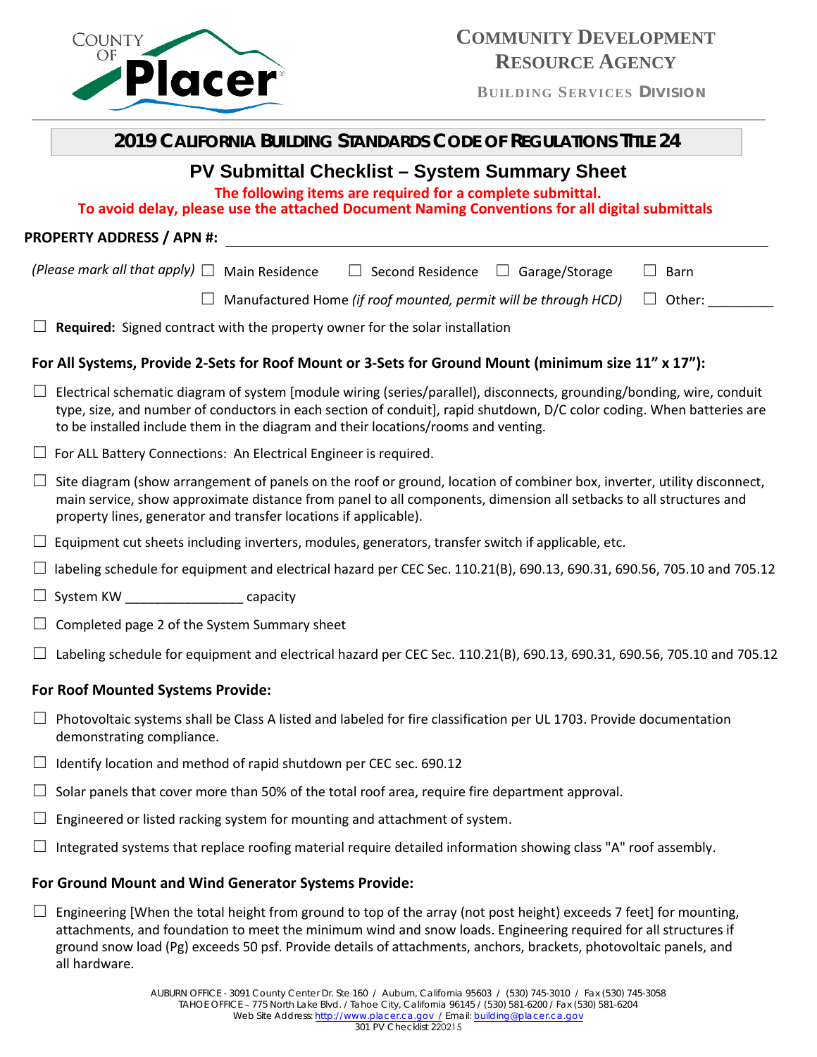COUNTY OF Placer

# COMMUNITY DEVELOPMENT RESOURCE AGENCY

BUILDING SERVICES DIVISION

## 2019 CALIFORNIA BUILDING STANDARDS CODE OF REGULATIONS TITLE 24

## PV Submittal Checklist – System Summary Sheet

**The following items are required for a complete submittal.**
**To avoid delay, please use the attached Document Naming Conventions for all digital submittals**

**PROPERTY ADDRESS / APN #:** ______________________________

*(Please mark all that apply)* ☐ Main Residence ☐ Second Residence ☐ Garage/Storage ☐ Barn

☐ Manufactured Home *(if roof mounted, permit will be through HCD)* ☐ Other: _________

☐ **Required:** Signed contract with the property owner for the solar installation

### For All Systems, Provide 2-Sets for Roof Mount or 3-Sets for Ground Mount (minimum size 11" x 17"):

☐ Electrical schematic diagram of system [module wiring (series/parallel), disconnects, grounding/bonding, wire, conduit type, size, and number of conductors in each section of conduit], rapid shutdown, D/C color coding. When batteries are to be installed include them in the diagram and their locations/rooms and venting.

☐ For ALL Battery Connections: An Electrical Engineer is required.

☐ Site diagram (show arrangement of panels on the roof or ground, location of combiner box, inverter, utility disconnect, main service, show approximate distance from panel to all components, dimension all setbacks to all structures and property lines, generator and transfer locations if applicable).

☐ Equipment cut sheets including inverters, modules, generators, transfer switch if applicable, etc.

☐ labeling schedule for equipment and electrical hazard per CEC Sec. 110.21(B), 690.13, 690.31, 690.56, 705.10 and 705.12

☐ System KW ________________ capacity

☐ Completed page 2 of the System Summary sheet

☐ Labeling schedule for equipment and electrical hazard per CEC Sec. 110.21(B), 690.13, 690.31, 690.56, 705.10 and 705.12

### For Roof Mounted Systems Provide:

☐ Photovoltaic systems shall be Class A listed and labeled for fire classification per UL 1703. Provide documentation demonstrating compliance.

☐ Identify location and method of rapid shutdown per CEC sec. 690.12

☐ Solar panels that cover more than 50% of the total roof area, require fire department approval.

☐ Engineered or listed racking system for mounting and attachment of system.

☐ Integrated systems that replace roofing material require detailed information showing class "A" roof assembly.

### For Ground Mount and Wind Generator Systems Provide:

☐ Engineering [When the total height from ground to top of the array (not post height) exceeds 7 feet] for mounting, attachments, and foundation to meet the minimum wind and snow loads. Engineering required for all structures if ground snow load (Pg) exceeds 50 psf. Provide details of attachments, anchors, brackets, photovoltaic panels, and all hardware.

AUBURN OFFICE - 3091 County Center Dr. Ste 160 / Auburn, California 95603 / (530) 745-3010 / Fax (530) 745-3058
TAHOE OFFICE – 775 North Lake Blvd. / Tahoe City, California 96145 / (530) 581-6200 / Fax (530) 581-6204
Web Site Address: http://www.placer.ca.gov / Email: building@placer.ca.gov
301 PV Checklist 220215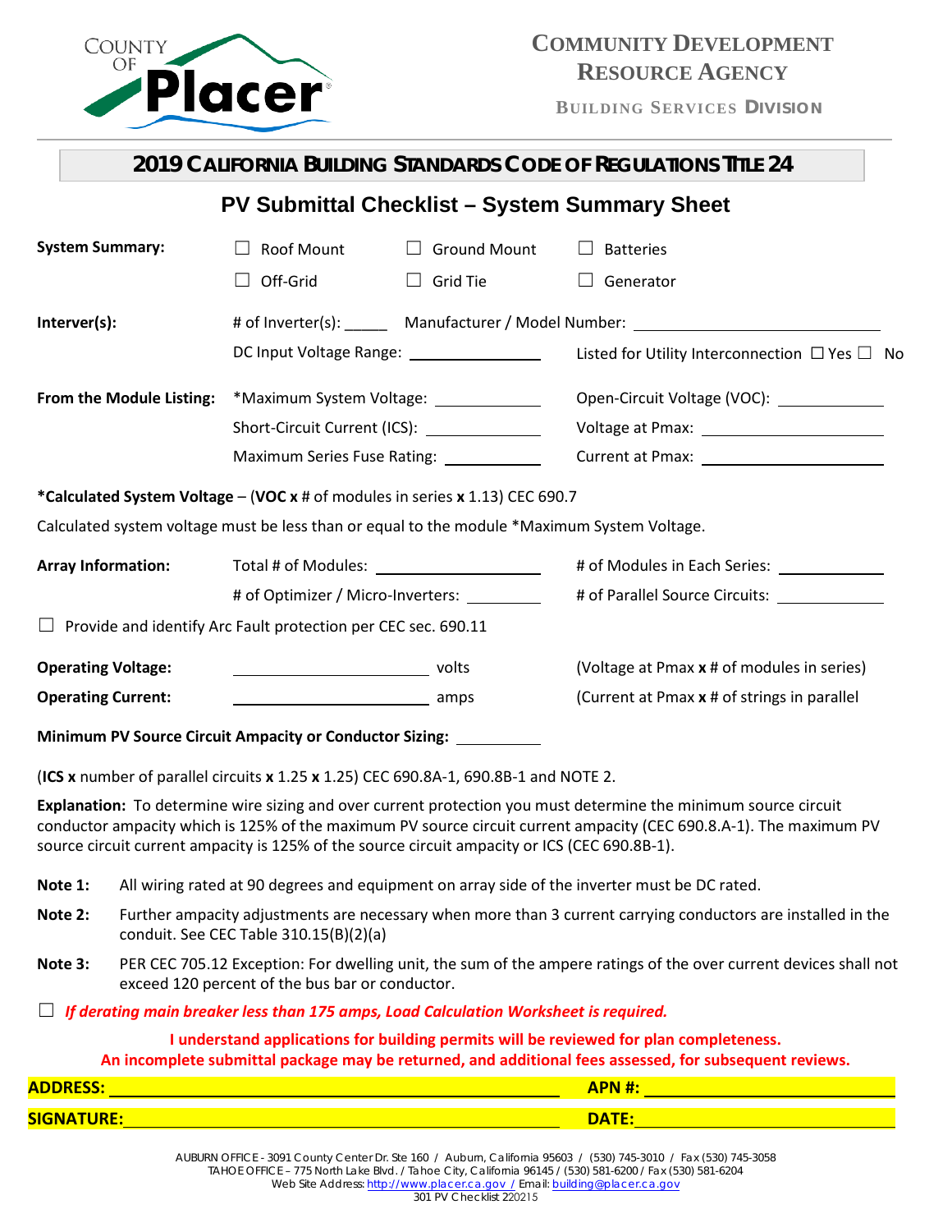COUNTY OF Placer

**COMMUNITY DEVELOPMENT RESOURCE AGENCY**

**BUILDING SERVICES DIVISION**

## 2019 CALIFORNIA BUILDING STANDARDS CODE OF REGULATIONS TITLE 24

## PV Submittal Checklist – System Summary Sheet

**System Summary:** ☐ Roof Mount ☐ Ground Mount ☐ Batteries
☐ Off-Grid ☐ Grid Tie ☐ Generator

**Interver(s):** # of Inverter(s): _____ Manufacturer / Model Number: ____________________
DC Input Voltage Range: ______________ Listed for Utility Interconnection ☐ Yes ☐ No

**From the Module Listing:** *Maximum System Voltage: ___________ Open-Circuit Voltage (VOC): ___________
Short-Circuit Current (ICS): ___________ Voltage at Pmax: ___________
Maximum Series Fuse Rating: ___________ Current at Pmax: ___________

***Calculated System Voltage** – (**VOC x** # of modules in series **x** 1.13) CEC 690.7

Calculated system voltage must be less than or equal to the module *Maximum System Voltage.

**Array Information:** Total # of Modules: ___________ # of Modules in Each Series: ___________
# of Optimizer / Micro-Inverters: ___________ # of Parallel Source Circuits: ___________

☐ Provide and identify Arc Fault protection per CEC sec. 690.11

**Operating Voltage:** ____________________ volts (Voltage at Pmax **x** # of modules in series)

**Operating Current:** ____________________ amps (Current at Pmax **x** # of strings in parallel

**Minimum PV Source Circuit Ampacity or Conductor Sizing:** __________

(**ICS x** number of parallel circuits **x** 1.25 **x** 1.25) CEC 690.8A-1, 690.8B-1 and NOTE 2.

**Explanation:** To determine wire sizing and over current protection you must determine the minimum source circuit conductor ampacity which is 125% of the maximum PV source circuit current ampacity (CEC 690.8.A-1). The maximum PV source circuit current ampacity is 125% of the source circuit ampacity or ICS (CEC 690.8B-1).

**Note 1:** All wiring rated at 90 degrees and equipment on array side of the inverter must be DC rated.

**Note 2:** Further ampacity adjustments are necessary when more than 3 current carrying conductors are installed in the conduit. See CEC Table 310.15(B)(2)(a)

**Note 3:** PER CEC 705.12 Exception: For dwelling unit, the sum of the ampere ratings of the over current devices shall not exceed 120 percent of the bus bar or conductor.

☐ ***If derating main breaker less than 175 amps, Load Calculation Worksheet is required.***

**I understand applications for building permits will be reviewed for plan completeness.**
**An incomplete submittal package may be returned, and additional fees assessed, for subsequent reviews.**

**ADDRESS:** ______________________________ **APN #:** ____________________

**SIGNATURE:** ______________________________ **DATE:** ____________________

AUBURN OFFICE - 3091 County Center Dr. Ste 160 / Auburn, California 95603 / (530) 745-3010 / Fax (530) 745-3058
TAHOE OFFICE – 775 North Lake Blvd. / Tahoe City, California 96145 / (530) 581-6200 / Fax (530) 581-6204
Web Site Address: http://www.placer.ca.gov / Email: building@placer.ca.gov
301 PV Checklist 220215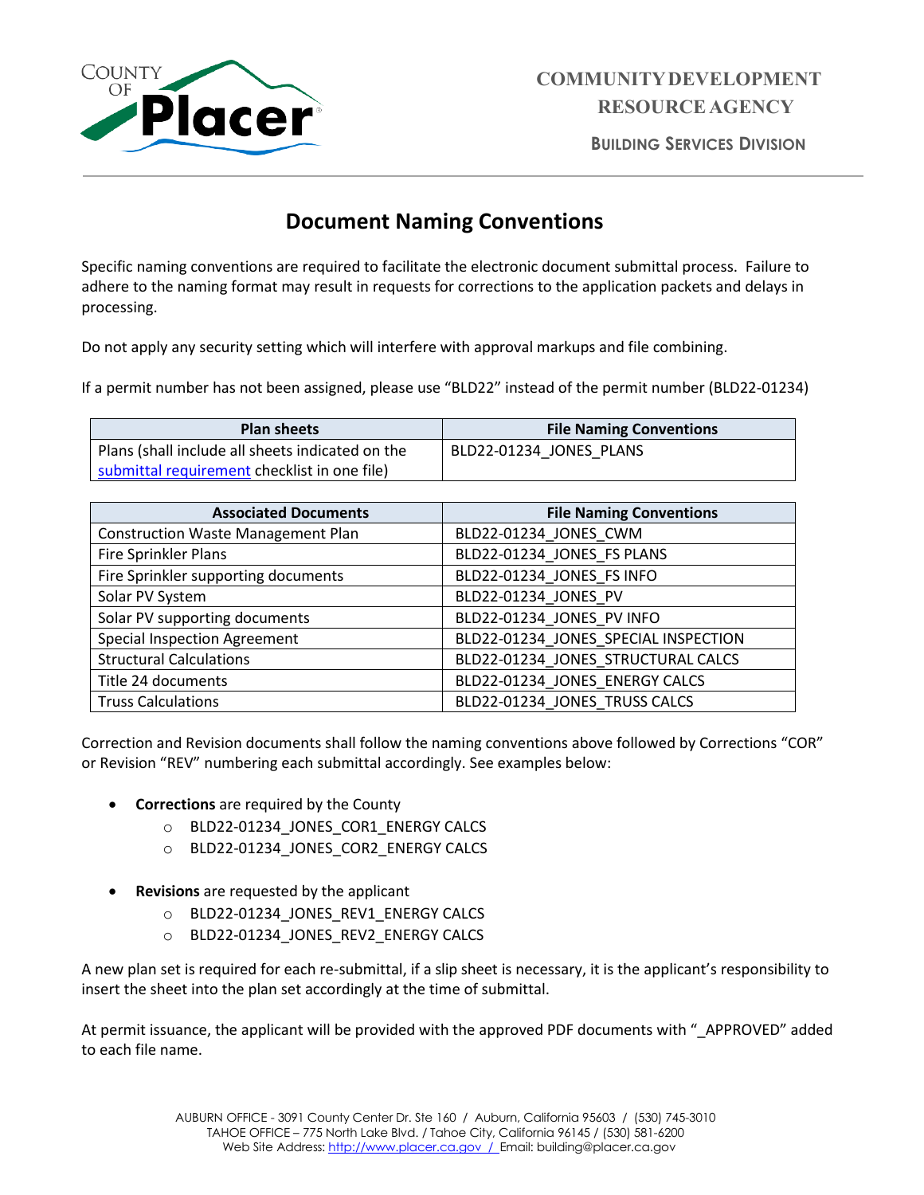COUNTY OF Placer

COMMUNITY DEVELOPMENT RESOURCE AGENCY

BUILDING SERVICES DIVISION

# Document Naming Conventions

Specific naming conventions are required to facilitate the electronic document submittal process. Failure to adhere to the naming format may result in requests for corrections to the application packets and delays in processing.

Do not apply any security setting which will interfere with approval markups and file combining.

If a permit number has not been assigned, please use "BLD22" instead of the permit number (BLD22-01234)

| Plan sheets | File Naming Conventions |
|---|---|
| Plans (shall include all sheets indicated on the submittal requirement checklist in one file) | BLD22-01234_JONES_PLANS |

| Associated Documents | File Naming Conventions |
|---|---|
| Construction Waste Management Plan | BLD22-01234_JONES_CWM |
| Fire Sprinkler Plans | BLD22-01234_JONES_FS PLANS |
| Fire Sprinkler supporting documents | BLD22-01234_JONES_FS INFO |
| Solar PV System | BLD22-01234_JONES_PV |
| Solar PV supporting documents | BLD22-01234_JONES_PV INFO |
| Special Inspection Agreement | BLD22-01234_JONES_SPECIAL INSPECTION |
| Structural Calculations | BLD22-01234_JONES_STRUCTURAL CALCS |
| Title 24 documents | BLD22-01234_JONES_ENERGY CALCS |
| Truss Calculations | BLD22-01234_JONES_TRUSS CALCS |

Correction and Revision documents shall follow the naming conventions above followed by Corrections "COR" or Revision "REV" numbering each submittal accordingly. See examples below:

- **Corrections** are required by the County
  - BLD22-01234_JONES_COR1_ENERGY CALCS
  - BLD22-01234_JONES_COR2_ENERGY CALCS

- **Revisions** are requested by the applicant
  - BLD22-01234_JONES_REV1_ENERGY CALCS
  - BLD22-01234_JONES_REV2_ENERGY CALCS

A new plan set is required for each re-submittal, if a slip sheet is necessary, it is the applicant's responsibility to insert the sheet into the plan set accordingly at the time of submittal.

At permit issuance, the applicant will be provided with the approved PDF documents with "_APPROVED" added to each file name.

AUBURN OFFICE - 3091 County Center Dr. Ste 160 / Auburn, California 95603 / (530) 745-3010
TAHOE OFFICE – 775 North Lake Blvd. / Tahoe City, California 96145 / (530) 581-6200
Web Site Address: http://www.placer.ca.gov / Email: building@placer.ca.gov